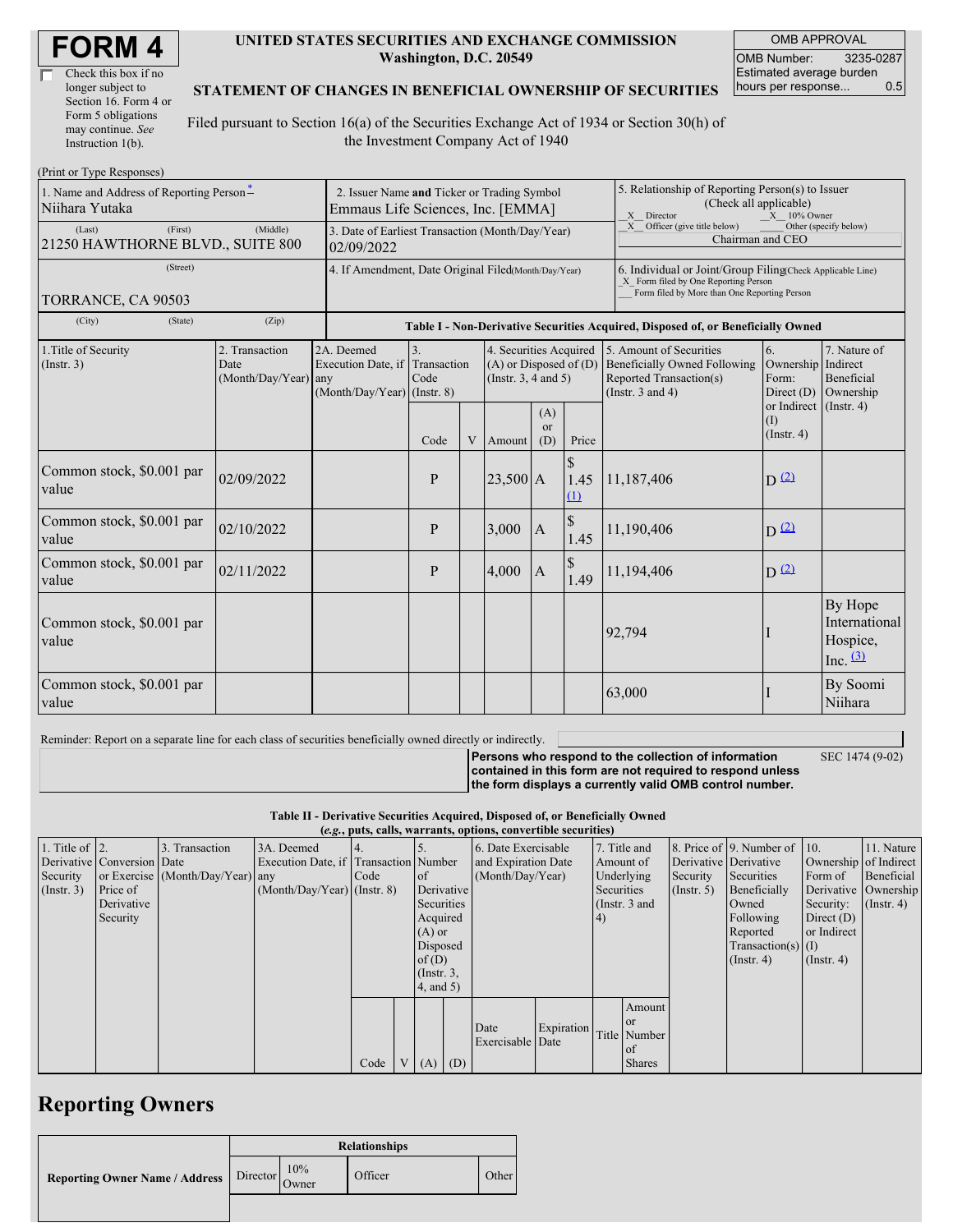# FORM 4

☐ Check this box if no longer subject to Section 16. Form 4 or Form 5 obligations may continue. *See* Instruction 1(b).

**UNITED STATES SECURITIES AND EXCHANGE COMMISSION**
**Washington, D.C. 20549**

**STATEMENT OF CHANGES IN BENEFICIAL OWNERSHIP OF SECURITIES**

Filed pursuant to Section 16(a) of the Securities Exchange Act of 1934 or Section 30(h) of the Investment Company Act of 1940

| OMB APPROVAL | |
|---|---|
| OMB Number: | 3235-0287 |
| Estimated average burden hours per response... | 0.5 |

(Print or Type Responses)

| 1. Name and Address of Reporting Person * | 2. Issuer Name **and** Ticker or Trading Symbol | 5. Relationship of Reporting Person(s) to Issuer (Check all applicable) |
|---|---|---|
| Niihara Yutaka | Emmaus Life Sciences, Inc. [EMMA] | _X_ Director _X_ 10% Owner |
| (Last) (First) (Middle) | 3. Date of Earliest Transaction (Month/Day/Year) | _X_ Officer (give title below) ___ Other (specify below) |
| 21250 HAWTHORNE BLVD., SUITE 800 | 02/09/2022 | Chairman and CEO |
| (Street) | 4. If Amendment, Date Original Filed(Month/Day/Year) | 6. Individual or Joint/Group Filing(Check Applicable Line) |
| TORRANCE, CA 90503 | | _X_ Form filed by One Reporting Person ___ Form filed by More than One Reporting Person |
| (City) (State) (Zip) | | |

**Table I - Non-Derivative Securities Acquired, Disposed of, or Beneficially Owned**

| 1.Title of Security (Instr. 3) | 2. Transaction Date (Month/Day/Year) | 2A. Deemed Execution Date, if any (Month/Day/Year) | 3. Transaction Code (Instr. 8) | | 4. Securities Acquired (A) or Disposed of (D) (Instr. 3, 4 and 5) | | | 5. Amount of Securities Beneficially Owned Following Reported Transaction(s) (Instr. 3 and 4) | 6. Ownership Form: Direct (D) or Indirect (I) (Instr. 4) | 7. Nature of Indirect Beneficial Ownership (Instr. 4) |
|---|---|---|---|---|---|---|---|---|---|---|
| | | | Code | V | Amount | (A) or (D) | Price | | | |
| Common stock, $0.001 par value | 02/09/2022 | | P | | 23,500 | A | $ 1.45 (1) | 11,187,406 | D (2) | |
| Common stock, $0.001 par value | 02/10/2022 | | P | | 3,000 | A | $ 1.45 | 11,190,406 | D (2) | |
| Common stock, $0.001 par value | 02/11/2022 | | P | | 4,000 | A | $ 1.49 | 11,194,406 | D (2) | |
| Common stock, $0.001 par value | | | | | | | | 92,794 | I | By Hope International Hospice, Inc. (3) |
| Common stock, $0.001 par value | | | | | | | | 63,000 | I | By Soomi Niihara |

Reminder: Report on a separate line for each class of securities beneficially owned directly or indirectly.

**Persons who respond to the collection of information contained in this form are not required to respond unless the form displays a currently valid OMB control number.** SEC 1474 (9-02)

**Table II - Derivative Securities Acquired, Disposed of, or Beneficially Owned**
**(*e.g.*, puts, calls, warrants, options, convertible securities)**

| 1. Title of Derivative Security (Instr. 3) | 2. Conversion or Exercise Price of Derivative Security | 3. Transaction Date (Month/Day/Year) | 3A. Deemed Execution Date, if any (Month/Day/Year) | 4. Transaction Code (Instr. 8) | | 5. Number of Derivative Securities Acquired (A) or Disposed of (D) (Instr. 3, 4, and 5) | | 6. Date Exercisable and Expiration Date (Month/Day/Year) | | 7. Title and Amount of Underlying Securities (Instr. 3 and 4) | | 8. Price of Derivative Security (Instr. 5) | 9. Number of Derivative Securities Beneficially Owned Following Reported Transaction(s) (Instr. 4) | 10. Ownership Form of Derivative Security: Direct (D) or Indirect (I) (Instr. 4) | 11. Nature of Indirect Beneficial Ownership (Instr. 4) |
|---|---|---|---|---|---|---|---|---|---|---|---|---|---|---|---|
| | | | | Code | V | (A) | (D) | Date Exercisable | Expiration Date | Title | Amount or Number of Shares | | | | |

## Reporting Owners

| Reporting Owner Name / Address | Relationships | | | |
|---|---|---|---|---|
| | Director | 10% Owner | Officer | Other |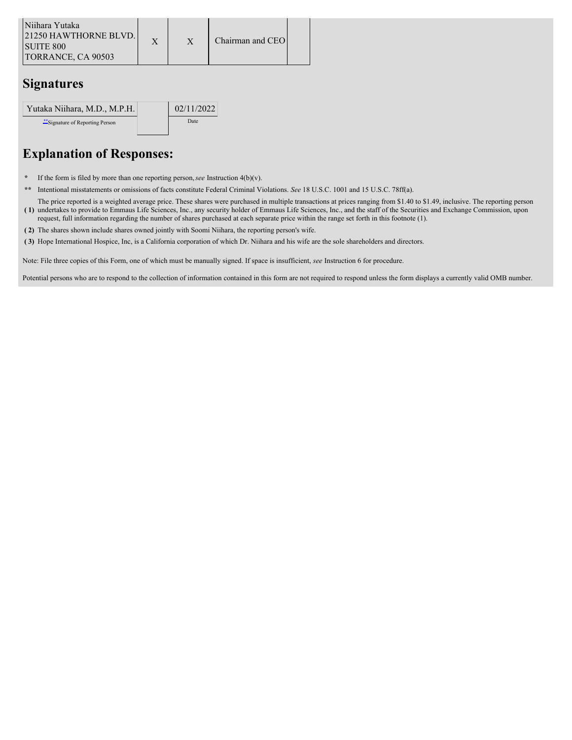| | | | | |
|---|---|---|---|---|
| Niihara Yutaka<br>21250 HAWTHORNE BLVD.<br>SUITE 800<br>TORRANCE, CA 90503 | X | X | Chairman and CEO | |

## Signatures

| | | |
|---|---|---|
| Yutaka Niihara, M.D., M.P.H. | | 02/11/2022 |
| **Signature of Reporting Person | | Date |

## Explanation of Responses:

\* If the form is filed by more than one reporting person, *see* Instruction 4(b)(v).

\*\* Intentional misstatements or omissions of facts constitute Federal Criminal Violations. *See* 18 U.S.C. 1001 and 15 U.S.C. 78ff(a).

( 1) The price reported is a weighted average price. These shares were purchased in multiple transactions at prices ranging from $1.40 to $1.49, inclusive. The reporting person undertakes to provide to Emmaus Life Sciences, Inc., any security holder of Emmaus Life Sciences, Inc., and the staff of the Securities and Exchange Commission, upon request, full information regarding the number of shares purchased at each separate price within the range set forth in this footnote (1).

( 2) The shares shown include shares owned jointly with Soomi Niihara, the reporting person's wife.

( 3) Hope International Hospice, Inc, is a California corporation of which Dr. Niihara and his wife are the sole shareholders and directors.

Note: File three copies of this Form, one of which must be manually signed. If space is insufficient, *see* Instruction 6 for procedure.

Potential persons who are to respond to the collection of information contained in this form are not required to respond unless the form displays a currently valid OMB number.